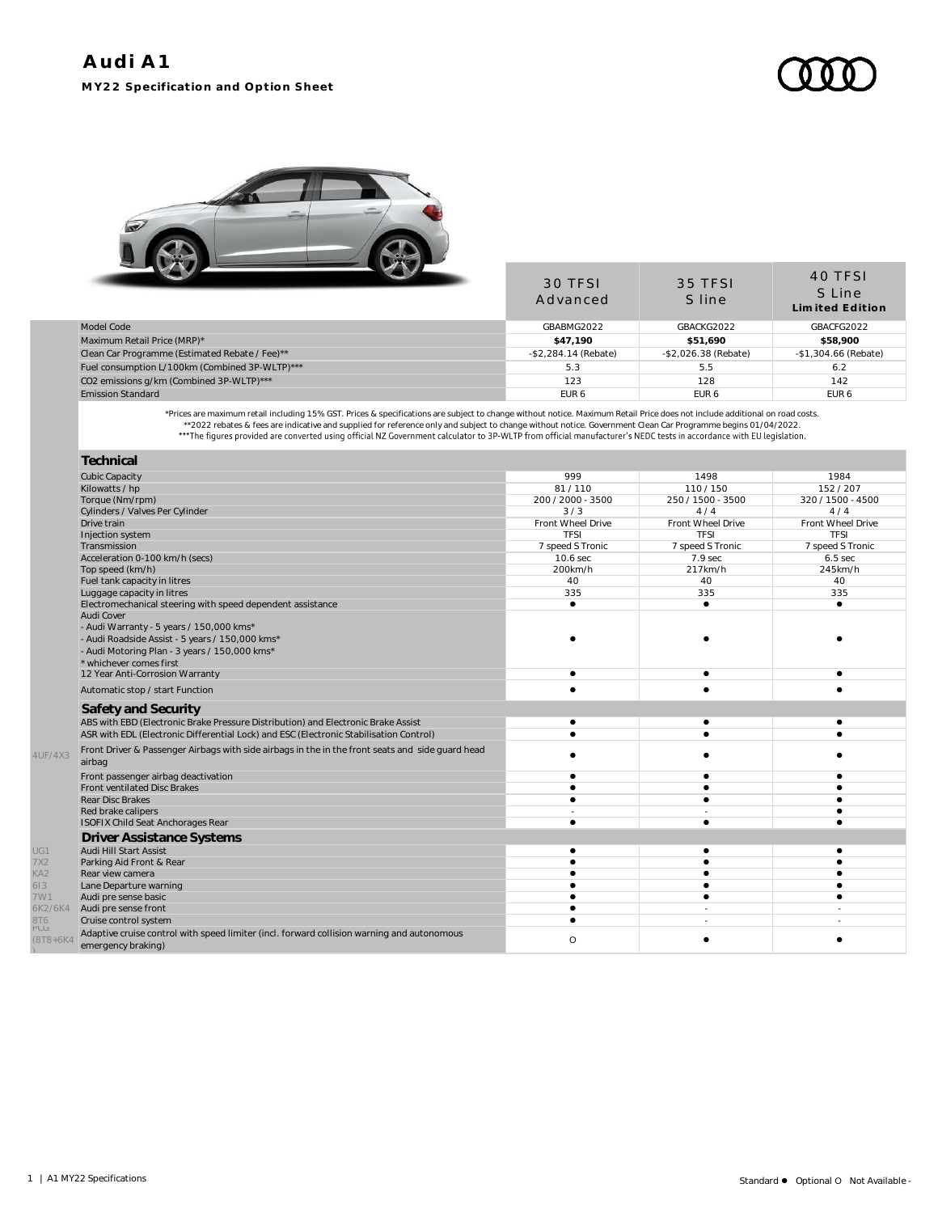# Audi A1

**MY22 Specification and Option Sheet**

| | | 30 TFSI Advanced | 35 TFSI S line | 40 TFSI S Line **Limited Edition** |
|---|---|---|---|---|
| | Model Code | GBABMG2022 | GBACKG2022 | GBACFG2022 |
| | Maximum Retail Price (MRP)* | **$47,190** | **$51,690** | **$58,900** |
| | Clean Car Programme (Estimated Rebate / Fee)** | -$2,284.14 (Rebate) | -$2,026.38 (Rebate) | -$1,304.66 (Rebate) |
| | Fuel consumption L/100km (Combined 3P-WLTP)*** | 5.3 | 5.5 | 6.2 |
| | CO2 emissions g/km (Combined 3P-WLTP)*** | 123 | 128 | 142 |
| | Emission Standard | EUR 6 | EUR 6 | EUR 6 |

*Prices are maximum retail including 15% GST. Prices & specifications are subject to change without notice. Maximum Retail Price does not include additional on road costs.
**2022 rebates & fees are indicative and supplied for reference only and subject to change without notice. Government Clean Car Programme begins 01/04/2022.
***The figures provided are converted using official NZ Government calculator to 3P-WLTP from official manufacturer's NEDC tests in accordance with EU legislation.

| | | 30 TFSI Advanced | 35 TFSI S line | 40 TFSI S Line Limited Edition |
|---|---|---|---|---|
| | **Technical** | | | |
| | Cubic Capacity | 999 | 1498 | 1984 |
| | Kilowatts / hp | 81 / 110 | 110 / 150 | 152 / 207 |
| | Torque (Nm/rpm) | 200 / 2000 - 3500 | 250 / 1500 - 3500 | 320 / 1500 - 4500 |
| | Cylinders / Valves Per Cylinder | 3 / 3 | 4 / 4 | 4 / 4 |
| | Drive train | Front Wheel Drive | Front Wheel Drive | Front Wheel Drive |
| | Injection system | TFSI | TFSI | TFSI |
| | Transmission | 7 speed S Tronic | 7 speed S Tronic | 7 speed S Tronic |
| | Acceleration 0-100 km/h (secs) | 10.6 sec | 7.9 sec | 6.5 sec |
| | Top speed (km/h) | 200km/h | 217km/h | 245km/h |
| | Fuel tank capacity in litres | 40 | 40 | 40 |
| | Luggage capacity in litres | 335 | 335 | 335 |
| | Electromechanical steering with speed dependent assistance | ● | ● | ● |
| | Audi Cover<br>- Audi Warranty - 5 years / 150,000 kms*<br>- Audi Roadside Assist - 5 years / 150,000 kms*<br>- Audi Motoring Plan - 3 years / 150,000 kms*<br>* whichever comes first | ● | ● | ● |
| | 12 Year Anti-Corrosion Warranty | ● | ● | ● |
| | Automatic stop / start Function | ● | ● | ● |
| | **Safety and Security** | | | |
| | ABS with EBD (Electronic Brake Pressure Distribution) and Electronic Brake Assist | ● | ● | ● |
| | ASR with EDL (Electronic Differential Lock) and ESC (Electronic Stabilisation Control) | ● | ● | ● |
| 4UF/4X3 | Front Driver & Passenger Airbags with side airbags in the in the front seats and side guard head airbag | ● | ● | ● |
| | Front passenger airbag deactivation | ● | ● | ● |
| | Front ventilated Disc Brakes | ● | ● | ● |
| | Rear Disc Brakes | ● | ● | ● |
| | Red brake calipers | - | - | ● |
| | ISOFIX Child Seat Anchorages Rear | ● | ● | ● |
| | **Driver Assistance Systems** | | | |
| UG1 | Audi Hill Start Assist | ● | ● | ● |
| 7X2 | Parking Aid Front & Rear | ● | ● | ● |
| KA2 | Rear view camera | ● | ● | ● |
| 6I3 | Lane Departure warning | ● | ● | ● |
| 7W1 | Audi pre sense basic | ● | ● | ● |
| 6K2/6K4 | Audi pre sense front | ● | - | - |
| 8T6 | Cruise control system | ● | - | - |
| PCG (8T8+6K4) | Adaptive cruise control with speed limiter (incl. forward collision warning and autonomous emergency braking) | O | ● | ● |

Standard ● Optional O Not Available -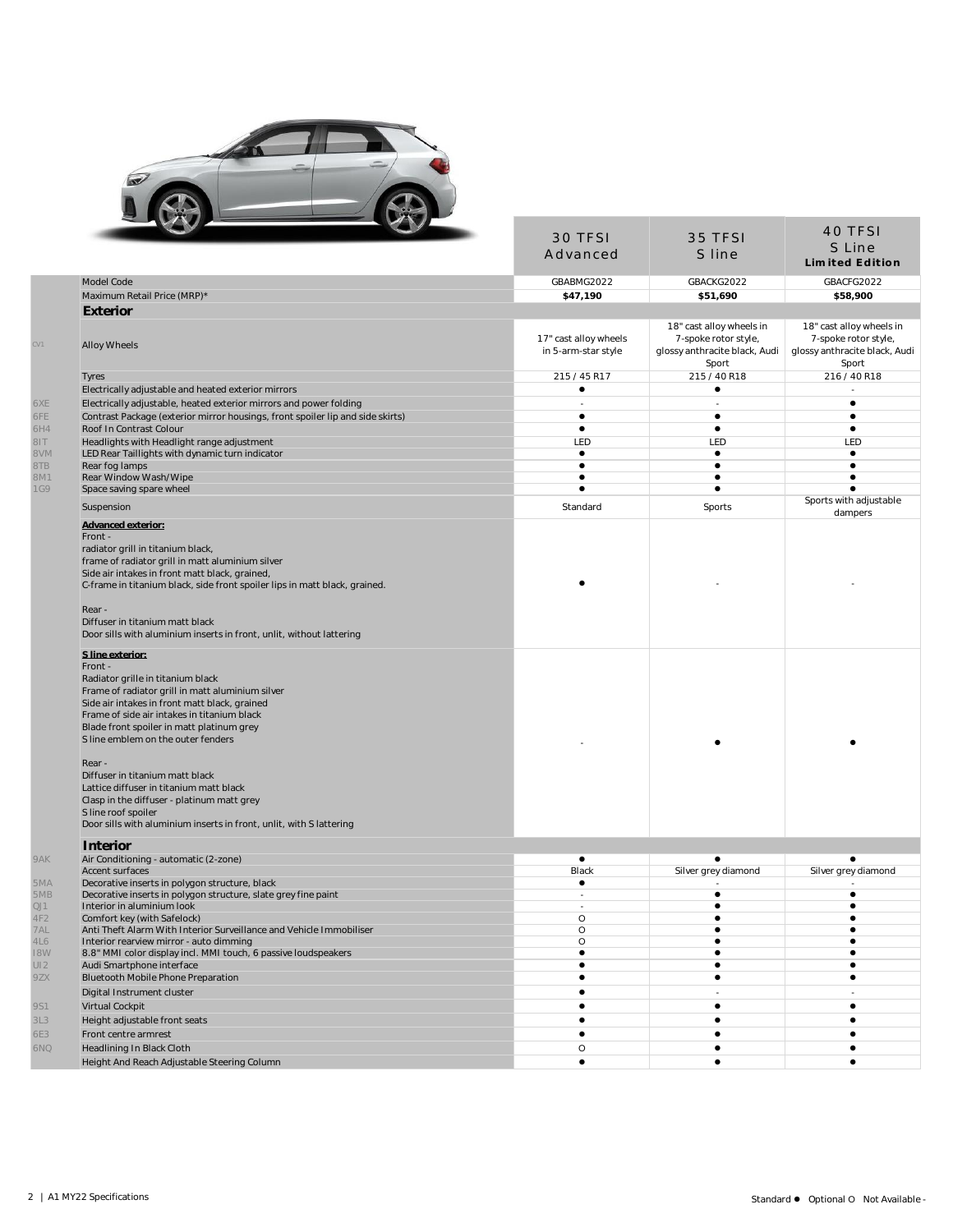| | | 30 TFSI Advanced | 35 TFSI S line | 40 TFSI S Line **Limited Edition** |
|---|---|---|---|---|
| | Model Code | GBABMG2022 | GBACKG2022 | GBACFG2022 |
| | Maximum Retail Price (MRP)* | **$47,190** | **$51,690** | **$58,900** |
| | **Exterior** | | | |
| CV1 | Alloy Wheels | 17" cast alloy wheels in 5-arm-star style | 18" cast alloy wheels in 7-spoke rotor style, glossy anthracite black, Audi Sport | 18" cast alloy wheels in 7-spoke rotor style, glossy anthracite black, Audi Sport |
| | Tyres | 215 / 45 R17 | 215 / 40 R18 | 216 / 40 R18 |
| | Electrically adjustable and heated exterior mirrors | ● | ● | - |
| 6XE | Electrically adjustable, heated exterior mirrors and power folding | - | - | ● |
| 6FE | Contrast Package (exterior mirror housings, front spoiler lip and side skirts) | ● | ● | ● |
| 6H4 | Roof In Contrast Colour | ● | ● | ● |
| 8IT | Headlights with Headlight range adjustment | LED | LED | LED |
| 8VM | LED Rear Taillights with dynamic turn indicator | ● | ● | ● |
| 8TB | Rear fog lamps | ● | ● | ● |
| 8M1 | Rear Window Wash/Wipe | ● | ● | ● |
| 1G9 | Space saving spare wheel | ● | ● | ● |
| | Suspension | Standard | Sports | Sports with adjustable dampers |
| | **Advanced exterior:**<br>Front -<br>radiator grill in titanium black,<br>frame of radiator grill in matt aluminium silver<br>Side air intakes in front matt black, grained,<br>C-frame in titanium black, side front spoiler lips in matt black, grained.<br><br>Rear -<br>Diffuser in titanium matt black<br>Door sills with aluminium inserts in front, unlit, without lattering | ● | - | - |
| | **S line exterior:**<br>Front -<br>Radiator grille in titanium black<br>Frame of radiator grill in matt aluminium silver<br>Side air intakes in front matt black, grained<br>Frame of side air intakes in titanium black<br>Blade front spoiler in matt platinum grey<br>S line emblem on the outer fenders<br><br>Rear -<br>Diffuser in titanium matt black<br>Lattice diffuser in titanium matt black<br>Clasp in the diffuser - platinum matt grey<br>S line roof spoiler<br>Door sills with aluminium inserts in front, unlit, with S lattering | - | ● | ● |
| | **Interior** | | | |
| 9AK | Air Conditioning - automatic (2-zone) | ● | ● | ● |
| | Accent surfaces | Black | Silver grey diamond | Silver grey diamond |
| 5MA | Decorative inserts in polygon structure, black | ● | - | - |
| 5MB | Decorative inserts in polygon structure, slate grey fine paint | - | ● | ● |
| QJ1 | Interior in aluminium look | - | ● | ● |
| 4F2 | Comfort key (with Safelock) | O | ● | ● |
| 7AL | Anti Theft Alarm With Interior Surveillance and Vehicle Immobiliser | O | ● | ● |
| 4L6 | Interior rearview mirror - auto dimming | O | ● | ● |
| I8W | 8.8" MMI color display incl. MMI touch, 6 passive loudspeakers | ● | ● | ● |
| UI2 | Audi Smartphone interface | ● | ● | ● |
| 9ZX | Bluetooth Mobile Phone Preparation | ● | ● | ● |
| | Digital Instrument cluster | ● | - | - |
| 9S1 | Virtual Cockpit | ● | ● | ● |
| 3L3 | Height adjustable front seats | ● | ● | ● |
| 6E3 | Front centre armrest | ● | ● | ● |
| 6NQ | Headlining In Black Cloth | O | ● | ● |
| | Height And Reach Adjustable Steering Column | ● | ● | ● |

Standard ● Optional O Not Available -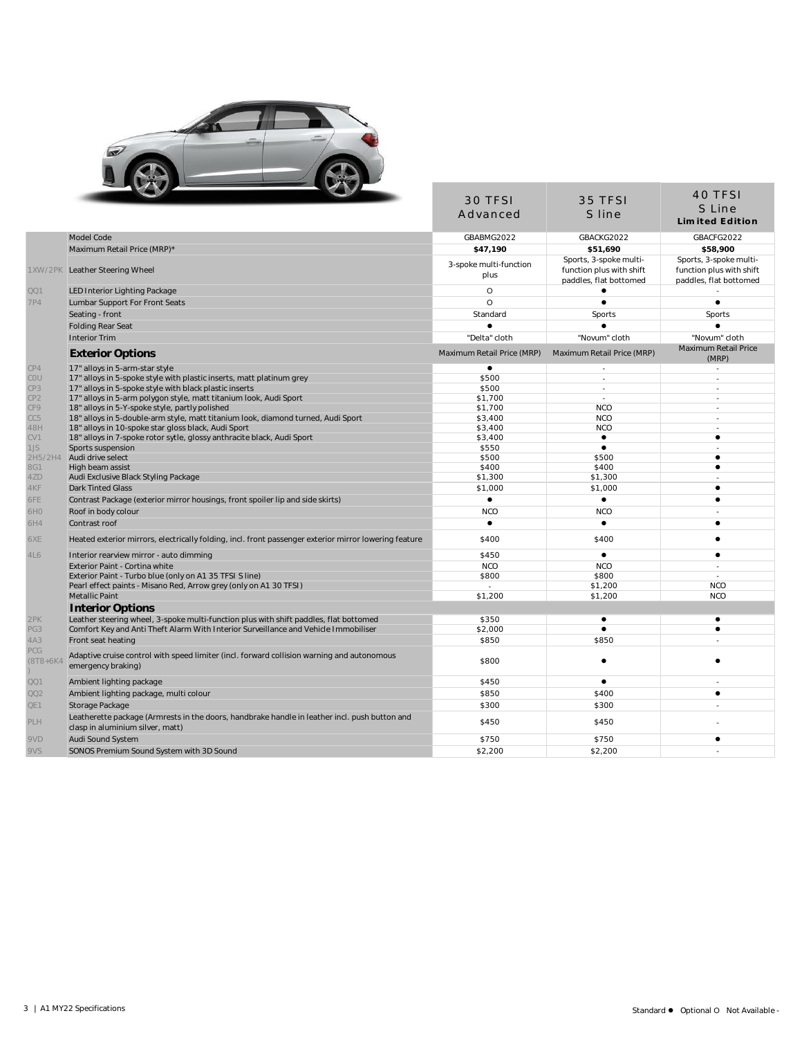| Code | Item | 30 TFSI Advanced | 35 TFSI S line | 40 TFSI S Line **Limited Edition** |
|---|---|---|---|---|
| | Model Code | GBABMG2022 | GBACKG2022 | GBACFG2022 |
| | Maximum Retail Price (MRP)* | **$47,190** | **$51,690** | **$58,900** |
| 1XW/2PK | Leather Steering Wheel | 3-spoke multi-function plus | Sports, 3-spoke multi-function plus with shift paddles, flat bottomed | Sports, 3-spoke multi-function plus with shift paddles, flat bottomed |
| QQ1 | LED Interior Lighting Package | O | ● | - |
| 7P4 | Lumbar Support For Front Seats | O | ● | ● |
| | Seating - front | Standard | Sports | Sports |
| | Folding Rear Seat | ● | ● | ● |
| | Interior Trim | "Delta" cloth | "Novum" cloth | "Novum" cloth |
| | **Exterior Options** | Maximum Retail Price (MRP) | Maximum Retail Price (MRP) | Maximum Retail Price (MRP) |
| CP4 | 17" alloys in 5-arm-star style | ● | - | - |
| C0U | 17" alloys in 5-spoke style with plastic inserts, matt platinum grey | $500 | - | - |
| CP3 | 17" alloys in 5-spoke style with black plastic inserts | $500 | - | - |
| CP2 | 17" alloys in 5-arm polygon style, matt titanium look, Audi Sport | $1,700 | - | - |
| CF9 | 18" alloys in 5-Y-spoke style, partly polished | $1,700 | NCO | - |
| CC5 | 18" alloys in 5-double-arm style, matt titanium look, diamond turned, Audi Sport | $3,400 | NCO | - |
| 48H | 18" alloys in 10-spoke star gloss black, Audi Sport | $3,400 | NCO | - |
| CV1 | 18" alloys in 7-spoke rotor sytle, glossy anthracite black, Audi Sport | $3,400 | ● | ● |
| 1JS | Sports suspension | $550 | ● | - |
| 2H5/2H4 | Audi drive select | $500 | $500 | ● |
| 8G1 | High beam assist | $400 | $400 | ● |
| 4ZD | Audi Exclusive Black Styling Package | $1,300 | $1,300 | - |
| 4KF | Dark Tinted Glass | $1,000 | $1,000 | ● |
| 6FE | Contrast Package (exterior mirror housings, front spoiler lip and side skirts) | ● | ● | ● |
| 6H0 | Roof in body colour | NCO | NCO | - |
| 6H4 | Contrast roof | ● | ● | ● |
| 6XE | Heated exterior mirrors, electrically folding, incl. front passenger exterior mirror lowering feature | $400 | $400 | ● |
| 4L6 | Interior rearview mirror - auto dimming | $450 | ● | ● |
| | Exterior Paint - Cortina white | NCO | NCO | - |
| | Exterior Paint - Turbo blue (only on A1 35 TFSI S line) | $800 | $800 | - |
| | Pearl effect paints - Misano Red, Arrow grey (only on A1 30 TFSI) | - | $1,200 | NCO |
| | Metallic Paint | $1,200 | $1,200 | NCO |
| | **Interior Options** | | | |
| 2PK | Leather steering wheel, 3-spoke multi-function plus with shift paddles, flat bottomed | $350 | ● | ● |
| PG3 | Comfort Key and Anti Theft Alarm With Interior Surveillance and Vehicle Immobiliser | $2,000 | ● | ● |
| 4A3 | Front seat heating | $850 | $850 | - |
| PCG (8T8+6K4) | Adaptive cruise control with speed limiter (incl. forward collision warning and autonomous emergency braking) | $800 | ● | ● |
| QQ1 | Ambient lighting package | $450 | ● | - |
| QQ2 | Ambient lighting package, multi colour | $850 | $400 | ● |
| QE1 | Storage Package | $300 | $300 | - |
| PLH | Leatherette package (Armrests in the doors, handbrake handle in leather incl. push button and clasp in aluminium silver, matt) | $450 | $450 | - |
| 9VD | Audi Sound System | $750 | $750 | ● |
| 9VS | SONOS Premium Sound System with 3D Sound | $2,200 | $2,200 | - |

Standard ● Optional O Not Available -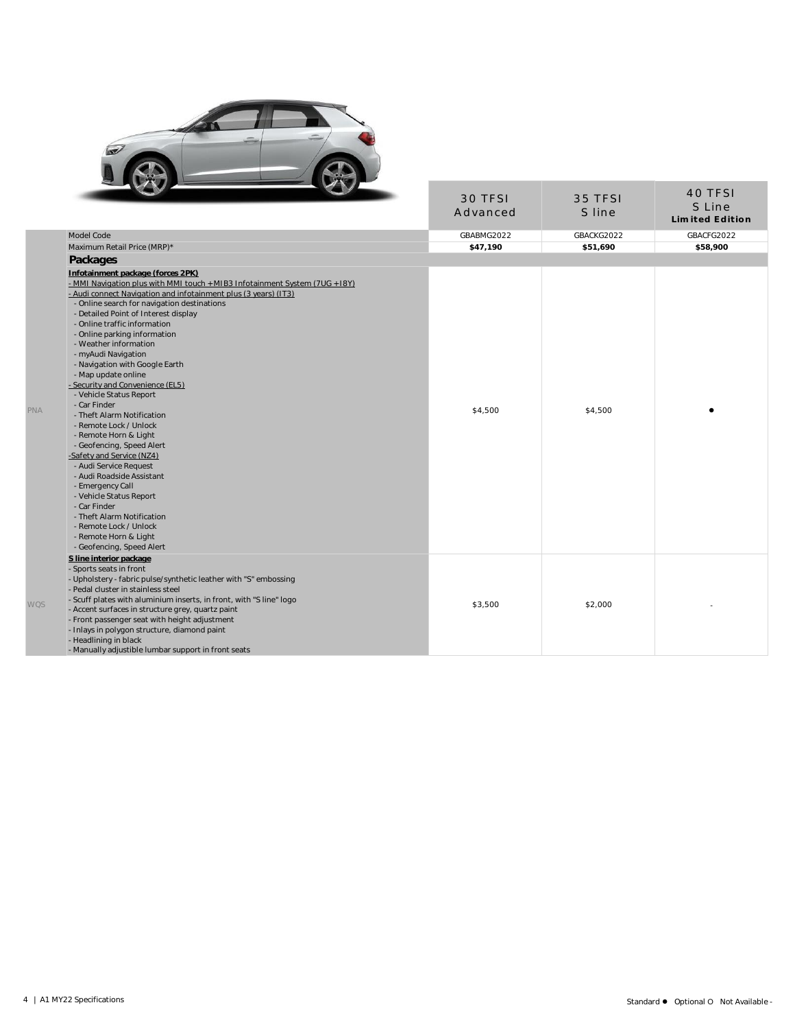| | | 30 TFSI Advanced | 35 TFSI S line | 40 TFSI S Line **Limited Edition** |
|---|---|---|---|---|
| | Model Code | GBABMG2022 | GBACKG2022 | GBACFG2022 |
| | Maximum Retail Price (MRP)* | **$47,190** | **$51,690** | **$58,900** |
| | **Packages** | | | |
| PNA | **Infotainment package (forces 2PK)**<br>- MMI Navigation plus with MMI touch + MIB3 Infotainment System (7UG + I8Y)<br>- Audi connect Navigation and infotainment plus (3 years) (IT3)<br>- Online search for navigation destinations<br>- Detailed Point of Interest display<br>- Online traffic information<br>- Online parking information<br>- Weather information<br>- myAudi Navigation<br>- Navigation with Google Earth<br>- Map update online<br>- Security and Convenience (EL5)<br>- Vehicle Status Report<br>- Car Finder<br>- Theft Alarm Notification<br>- Remote Lock / Unlock<br>- Remote Horn & Light<br>- Geofencing, Speed Alert<br>-Safety and Service (NZ4)<br>- Audi Service Request<br>- Audi Roadside Assistant<br>- Emergency Call<br>- Vehicle Status Report<br>- Car Finder<br>- Theft Alarm Notification<br>- Remote Lock / Unlock<br>- Remote Horn & Light<br>- Geofencing, Speed Alert | $4,500 | $4,500 | ● |
| WQS | **S line interior package**<br>- Sports seats in front<br>- Upholstery - fabric pulse/synthetic leather with "S" embossing<br>- Pedal cluster in stainless steel<br>- Scuff plates with aluminium inserts, in front, with "S line" logo<br>- Accent surfaces in structure grey, quartz paint<br>- Front passenger seat with height adjustment<br>- Inlays in polygon structure, diamond paint<br>- Headlining in black<br>- Manually adjustible lumbar support in front seats | $3,500 | $2,000 | - |

Standard ● Optional O Not Available -